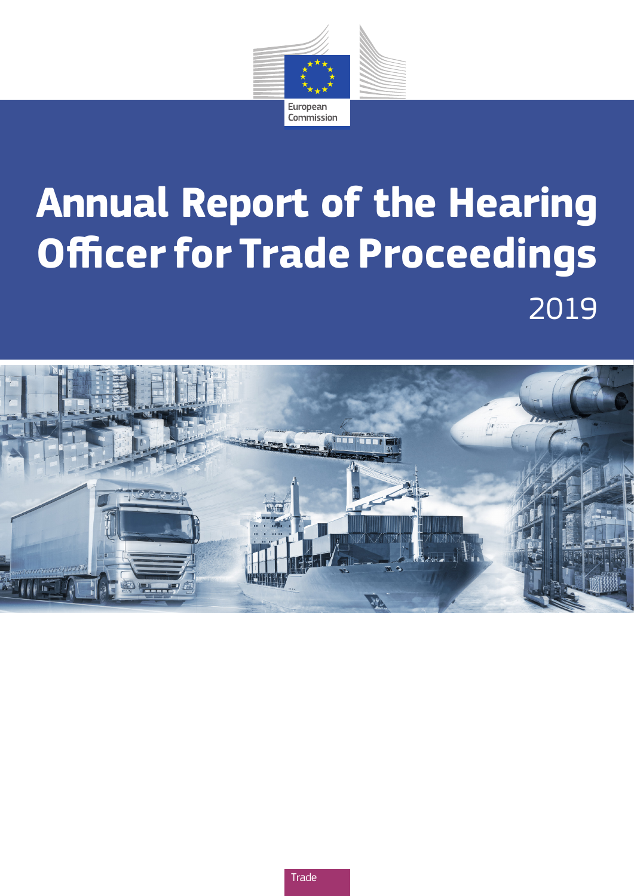European Commission

# Annual Report of the Hearing Officer for Trade Proceedings

2019

Trade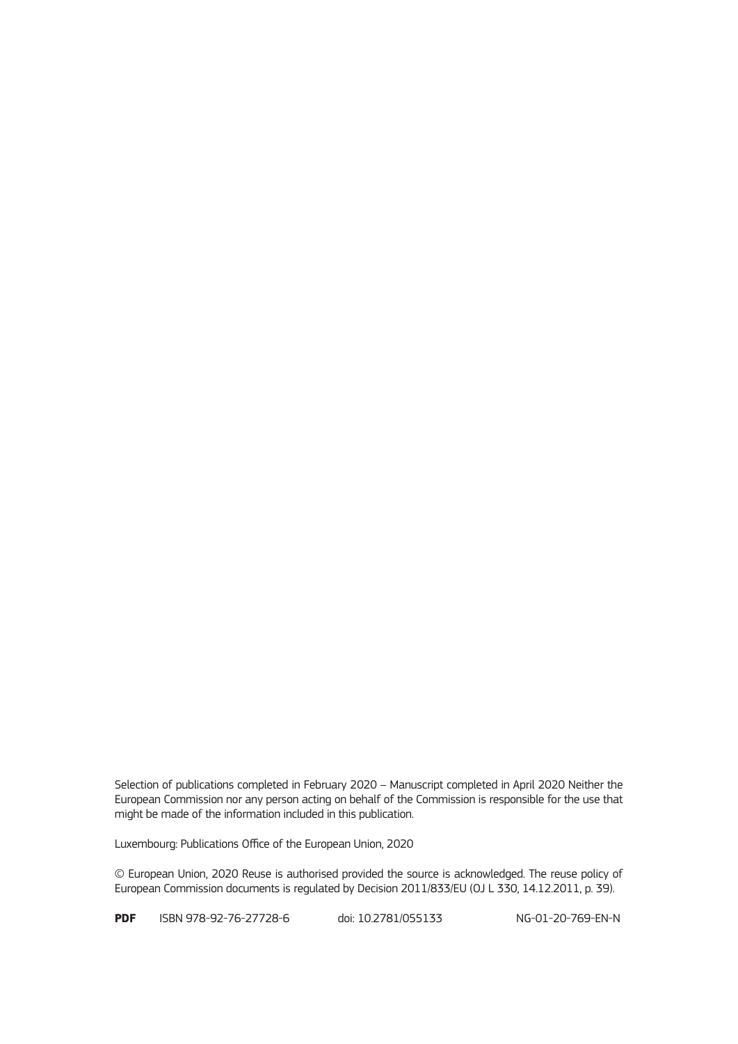Selection of publications completed in February 2020 – Manuscript completed in April 2020 Neither the European Commission nor any person acting on behalf of the Commission is responsible for the use that might be made of the information included in this publication.

Luxembourg: Publications Office of the European Union, 2020

© European Union, 2020 Reuse is authorised provided the source is acknowledged. The reuse policy of European Commission documents is regulated by Decision 2011/833/EU (OJ L 330, 14.12.2011, p. 39).

**PDF** ISBN 978-92-76-27728-6 doi: 10.2781/055133 NG-01-20-769-EN-N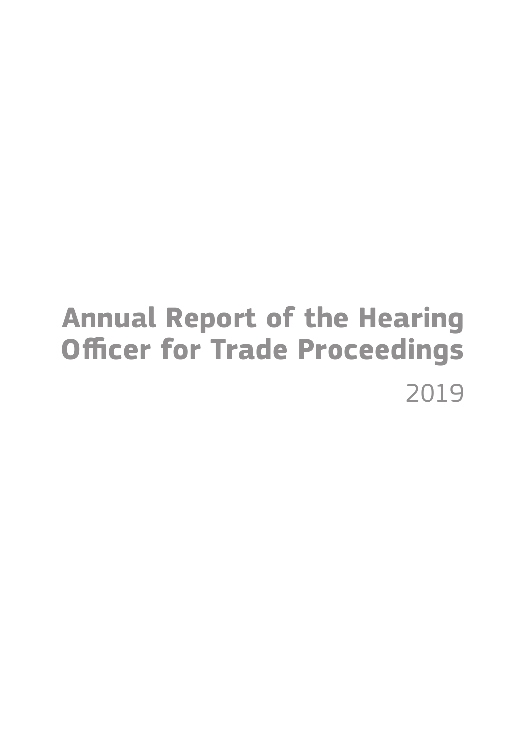# Annual Report of the Hearing Officer for Trade Proceedings

2019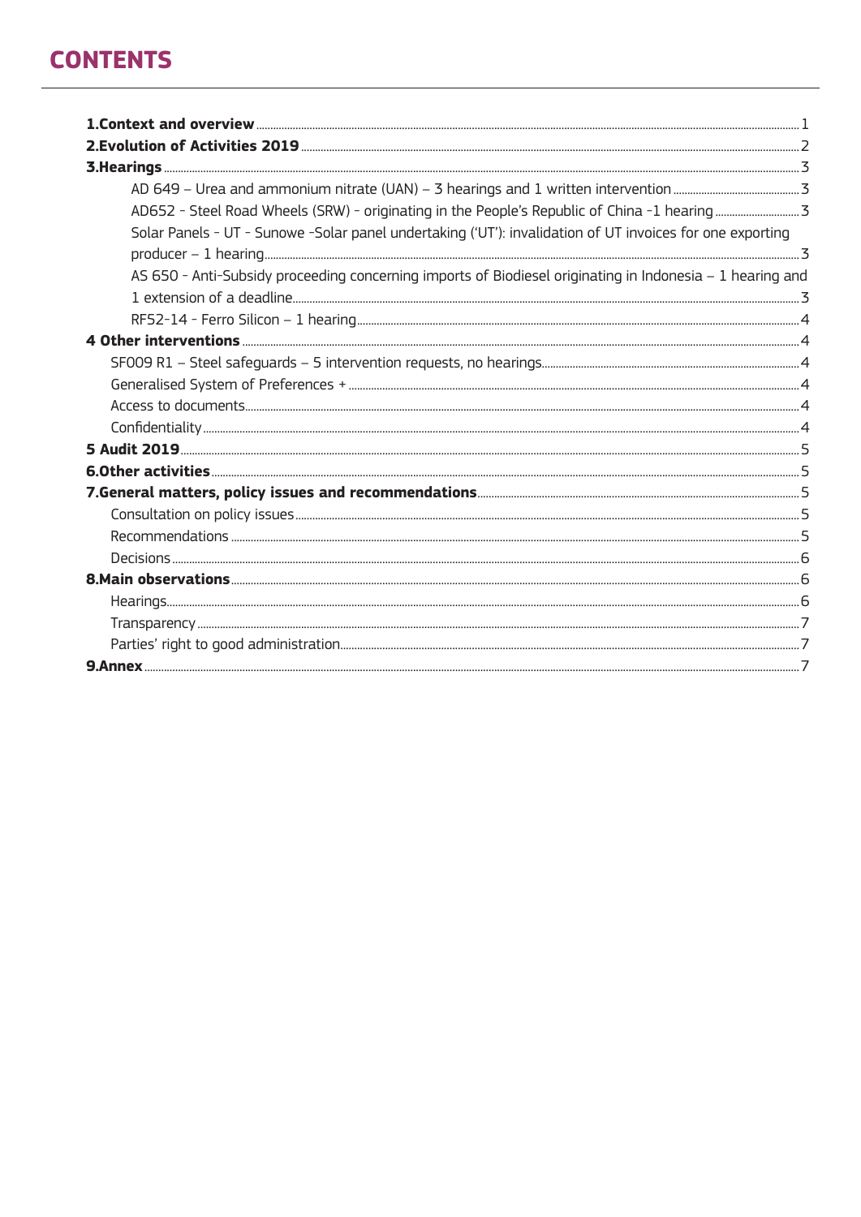# CONTENTS

**1.Context and overview** ..... 1
**2.Evolution of Activities 2019** ..... 2
**3.Hearings** ..... 3
- AD 649 – Urea and ammonium nitrate (UAN) – 3 hearings and 1 written intervention ..... 3
- AD652 - Steel Road Wheels (SRW) - originating in the People's Republic of China -1 hearing ..... 3
- Solar Panels - UT - Sunowe -Solar panel undertaking ('UT'): invalidation of UT invoices for one exporting producer – 1 hearing ..... 3
- AS 650 - Anti-Subsidy proceeding concerning imports of Biodiesel originating in Indonesia – 1 hearing and 1 extension of a deadline ..... 3
- RF52-14 - Ferro Silicon – 1 hearing ..... 4

**4 Other interventions** ..... 4
- SF009 R1 – Steel safeguards – 5 intervention requests, no hearings ..... 4
- Generalised System of Preferences + ..... 4
- Access to documents ..... 4
- Confidentiality ..... 4

**5 Audit 2019** ..... 5
**6.Other activities** ..... 5
**7.General matters, policy issues and recommendations** ..... 5
- Consultation on policy issues ..... 5
- Recommendations ..... 5
- Decisions ..... 6

**8.Main observations** ..... 6
- Hearings ..... 6
- Transparency ..... 7
- Parties' right to good administration ..... 7

**9.Annex** ..... 7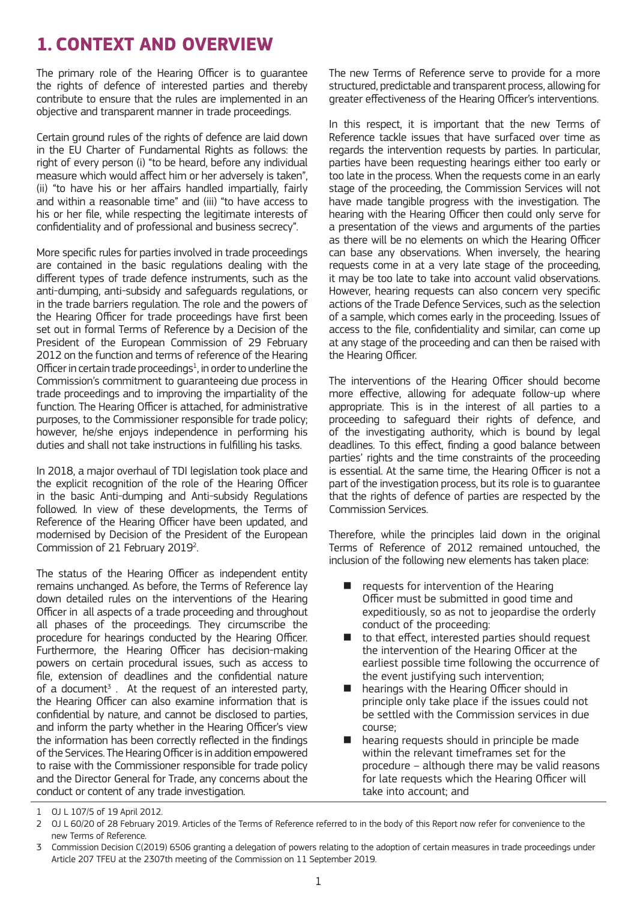# 1. CONTEXT AND OVERVIEW

The primary role of the Hearing Officer is to guarantee the rights of defence of interested parties and thereby contribute to ensure that the rules are implemented in an objective and transparent manner in trade proceedings.

Certain ground rules of the rights of defence are laid down in the EU Charter of Fundamental Rights as follows: the right of every person (i) "to be heard, before any individual measure which would affect him or her adversely is taken", (ii) "to have his or her affairs handled impartially, fairly and within a reasonable time" and (iii) "to have access to his or her file, while respecting the legitimate interests of confidentiality and of professional and business secrecy".

More specific rules for parties involved in trade proceedings are contained in the basic regulations dealing with the different types of trade defence instruments, such as the anti-dumping, anti-subsidy and safeguards regulations, or in the trade barriers regulation. The role and the powers of the Hearing Officer for trade proceedings have first been set out in formal Terms of Reference by a Decision of the President of the European Commission of 29 February 2012 on the function and terms of reference of the Hearing Officer in certain trade proceedings[1], in order to underline the Commission's commitment to guaranteeing due process in trade proceedings and to improving the impartiality of the function. The Hearing Officer is attached, for administrative purposes, to the Commissioner responsible for trade policy; however, he/she enjoys independence in performing his duties and shall not take instructions in fulfilling his tasks.

In 2018, a major overhaul of TDI legislation took place and the explicit recognition of the role of the Hearing Officer in the basic Anti-dumping and Anti-subsidy Regulations followed. In view of these developments, the Terms of Reference of the Hearing Officer have been updated, and modernised by Decision of the President of the European Commission of 21 February 2019[2].

The status of the Hearing Officer as independent entity remains unchanged. As before, the Terms of Reference lay down detailed rules on the interventions of the Hearing Officer in all aspects of a trade proceeding and throughout all phases of the proceedings. They circumscribe the procedure for hearings conducted by the Hearing Officer. Furthermore, the Hearing Officer has decision-making powers on certain procedural issues, such as access to file, extension of deadlines and the confidential nature of a document[3]. At the request of an interested party, the Hearing Officer can also examine information that is confidential by nature, and cannot be disclosed to parties, and inform the party whether in the Hearing Officer's view the information has been correctly reflected in the findings of the Services. The Hearing Officer is in addition empowered to raise with the Commissioner responsible for trade policy and the Director General for Trade, any concerns about the conduct or content of any trade investigation.

The new Terms of Reference serve to provide for a more structured, predictable and transparent process, allowing for greater effectiveness of the Hearing Officer's interventions.

In this respect, it is important that the new Terms of Reference tackle issues that have surfaced over time as regards the intervention requests by parties. In particular, parties have been requesting hearings either too early or too late in the process. When the requests come in an early stage of the proceeding, the Commission Services will not have made tangible progress with the investigation. The hearing with the Hearing Officer then could only serve for a presentation of the views and arguments of the parties as there will be no elements on which the Hearing Officer can base any observations. When inversely, the hearing requests come in at a very late stage of the proceeding, it may be too late to take into account valid observations. However, hearing requests can also concern very specific actions of the Trade Defence Services, such as the selection of a sample, which comes early in the proceeding. Issues of access to the file, confidentiality and similar, can come up at any stage of the proceeding and can then be raised with the Hearing Officer.

The interventions of the Hearing Officer should become more effective, allowing for adequate follow-up where appropriate. This is in the interest of all parties to a proceeding to safeguard their rights of defence, and of the investigating authority, which is bound by legal deadlines. To this effect, finding a good balance between parties' rights and the time constraints of the proceeding is essential. At the same time, the Hearing Officer is not a part of the investigation process, but its role is to guarantee that the rights of defence of parties are respected by the Commission Services.

Therefore, while the principles laid down in the original Terms of Reference of 2012 remained untouched, the inclusion of the following new elements has taken place:

- requests for intervention of the Hearing Officer must be submitted in good time and expeditiously, so as not to jeopardise the orderly conduct of the proceeding;
- to that effect, interested parties should request the intervention of the Hearing Officer at the earliest possible time following the occurrence of the event justifying such intervention;
- hearings with the Hearing Officer should in principle only take place if the issues could not be settled with the Commission services in due course;
- hearing requests should in principle be made within the relevant timeframes set for the procedure – although there may be valid reasons for late requests which the Hearing Officer will take into account; and

---

1 OJ L 107/5 of 19 April 2012.

2 OJ L 60/20 of 28 February 2019. Articles of the Terms of Reference referred to in the body of this Report now refer for convenience to the new Terms of Reference.

3 Commission Decision C(2019) 6506 granting a delegation of powers relating to the adoption of certain measures in trade proceedings under Article 207 TFEU at the 2307th meeting of the Commission on 11 September 2019.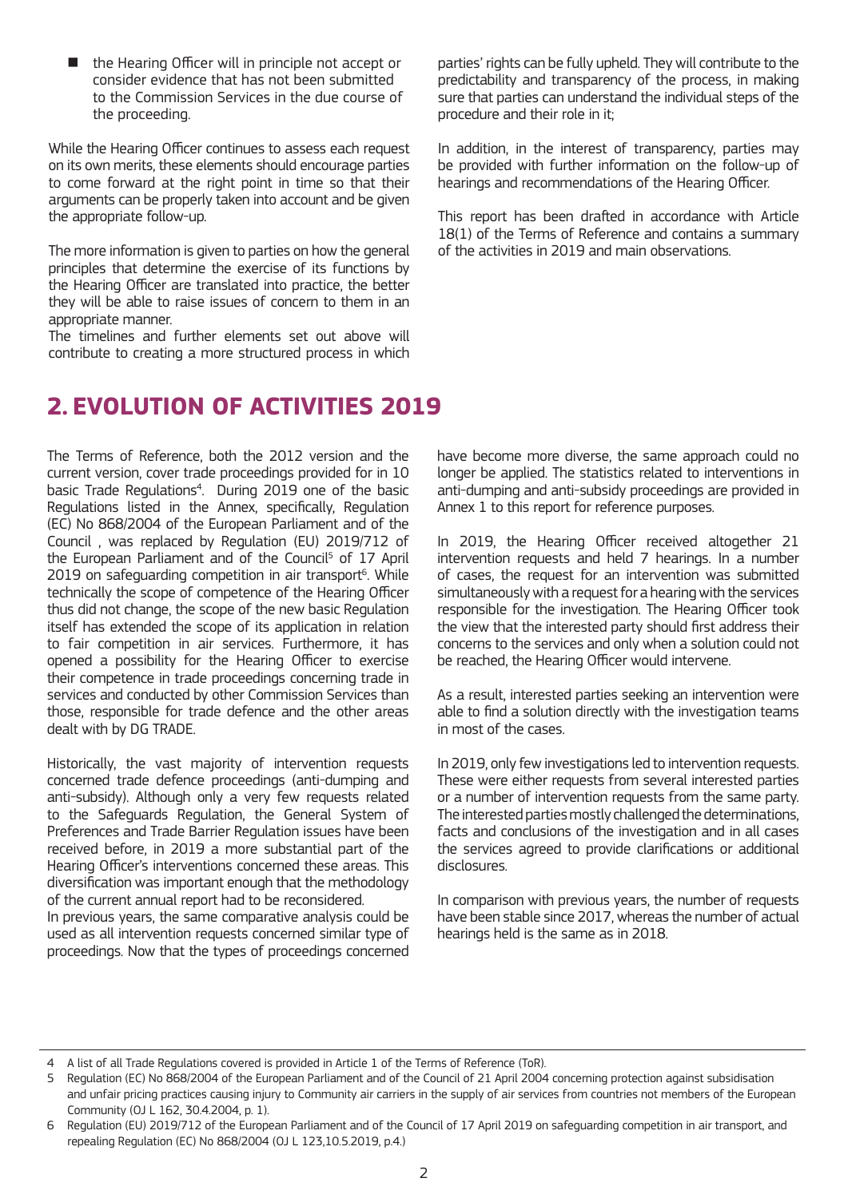- the Hearing Officer will in principle not accept or consider evidence that has not been submitted to the Commission Services in the due course of the proceeding.

While the Hearing Officer continues to assess each request on its own merits, these elements should encourage parties to come forward at the right point in time so that their arguments can be properly taken into account and be given the appropriate follow-up.

The more information is given to parties on how the general principles that determine the exercise of its functions by the Hearing Officer are translated into practice, the better they will be able to raise issues of concern to them in an appropriate manner.

The timelines and further elements set out above will contribute to creating a more structured process in which parties' rights can be fully upheld. They will contribute to the predictability and transparency of the process, in making sure that parties can understand the individual steps of the procedure and their role in it;

In addition, in the interest of transparency, parties may be provided with further information on the follow-up of hearings and recommendations of the Hearing Officer.

This report has been drafted in accordance with Article 18(1) of the Terms of Reference and contains a summary of the activities in 2019 and main observations.

## 2. EVOLUTION OF ACTIVITIES 2019

The Terms of Reference, both the 2012 version and the current version, cover trade proceedings provided for in 10 basic Trade Regulations[4]. During 2019 one of the basic Regulations listed in the Annex, specifically, Regulation (EC) No 868/2004 of the European Parliament and of the Council , was replaced by Regulation (EU) 2019/712 of the European Parliament and of the Council[5] of 17 April 2019 on safeguarding competition in air transport[6]. While technically the scope of competence of the Hearing Officer thus did not change, the scope of the new basic Regulation itself has extended the scope of its application in relation to fair competition in air services. Furthermore, it has opened a possibility for the Hearing Officer to exercise their competence in trade proceedings concerning trade in services and conducted by other Commission Services than those, responsible for trade defence and the other areas dealt with by DG TRADE.

Historically, the vast majority of intervention requests concerned trade defence proceedings (anti-dumping and anti-subsidy). Although only a very few requests related to the Safeguards Regulation, the General System of Preferences and Trade Barrier Regulation issues have been received before, in 2019 a more substantial part of the Hearing Officer's interventions concerned these areas. This diversification was important enough that the methodology of the current annual report had to be reconsidered.

In previous years, the same comparative analysis could be used as all intervention requests concerned similar type of proceedings. Now that the types of proceedings concerned have become more diverse, the same approach could no longer be applied. The statistics related to interventions in anti-dumping and anti-subsidy proceedings are provided in Annex 1 to this report for reference purposes.

In 2019, the Hearing Officer received altogether 21 intervention requests and held 7 hearings. In a number of cases, the request for an intervention was submitted simultaneously with a request for a hearing with the services responsible for the investigation. The Hearing Officer took the view that the interested party should first address their concerns to the services and only when a solution could not be reached, the Hearing Officer would intervene.

As a result, interested parties seeking an intervention were able to find a solution directly with the investigation teams in most of the cases.

In 2019, only few investigations led to intervention requests. These were either requests from several interested parties or a number of intervention requests from the same party. The interested parties mostly challenged the determinations, facts and conclusions of the investigation and in all cases the services agreed to provide clarifications or additional disclosures.

In comparison with previous years, the number of requests have been stable since 2017, whereas the number of actual hearings held is the same as in 2018.

---

4 A list of all Trade Regulations covered is provided in Article 1 of the Terms of Reference (ToR).

5 Regulation (EC) No 868/2004 of the European Parliament and of the Council of 21 April 2004 concerning protection against subsidisation and unfair pricing practices causing injury to Community air carriers in the supply of air services from countries not members of the European Community (OJ L 162, 30.4.2004, p. 1).

6 Regulation (EU) 2019/712 of the European Parliament and of the Council of 17 April 2019 on safeguarding competition in air transport, and repealing Regulation (EC) No 868/2004 (OJ L 123,10.5.2019, p.4.)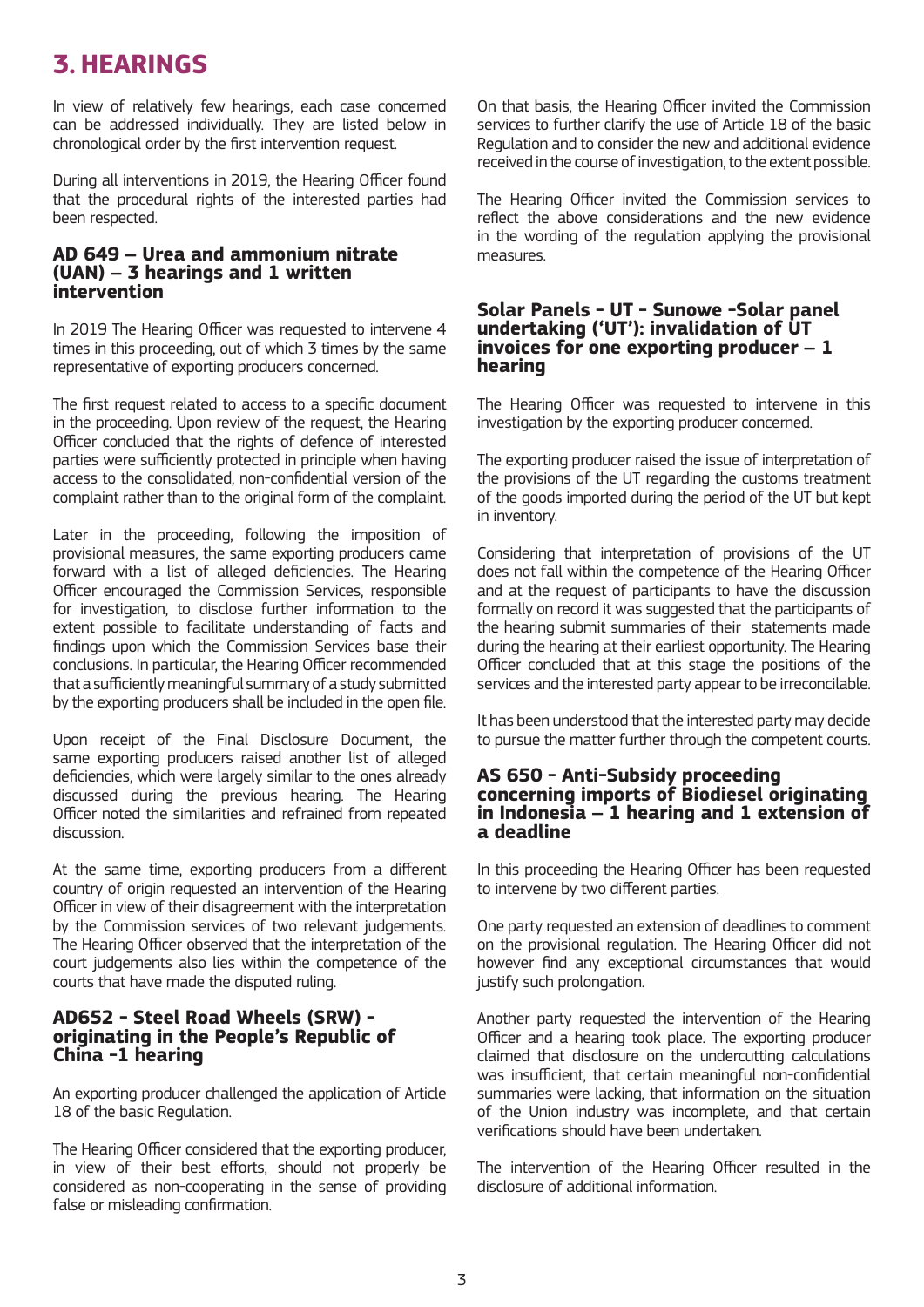# 3. HEARINGS

In view of relatively few hearings, each case concerned can be addressed individually. They are listed below in chronological order by the first intervention request.

During all interventions in 2019, the Hearing Officer found that the procedural rights of the interested parties had been respected.

### AD 649 – Urea and ammonium nitrate (UAN) – 3 hearings and 1 written intervention

In 2019 The Hearing Officer was requested to intervene 4 times in this proceeding, out of which 3 times by the same representative of exporting producers concerned.

The first request related to access to a specific document in the proceeding. Upon review of the request, the Hearing Officer concluded that the rights of defence of interested parties were sufficiently protected in principle when having access to the consolidated, non-confidential version of the complaint rather than to the original form of the complaint.

Later in the proceeding, following the imposition of provisional measures, the same exporting producers came forward with a list of alleged deficiencies. The Hearing Officer encouraged the Commission Services, responsible for investigation, to disclose further information to the extent possible to facilitate understanding of facts and findings upon which the Commission Services base their conclusions. In particular, the Hearing Officer recommended that a sufficiently meaningful summary of a study submitted by the exporting producers shall be included in the open file.

Upon receipt of the Final Disclosure Document, the same exporting producers raised another list of alleged deficiencies, which were largely similar to the ones already discussed during the previous hearing. The Hearing Officer noted the similarities and refrained from repeated discussion.

At the same time, exporting producers from a different country of origin requested an intervention of the Hearing Officer in view of their disagreement with the interpretation by the Commission services of two relevant judgements. The Hearing Officer observed that the interpretation of the court judgements also lies within the competence of the courts that have made the disputed ruling.

### AD652 - Steel Road Wheels (SRW) - originating in the People's Republic of China -1 hearing

An exporting producer challenged the application of Article 18 of the basic Regulation.

The Hearing Officer considered that the exporting producer, in view of their best efforts, should not properly be considered as non-cooperating in the sense of providing false or misleading confirmation.

On that basis, the Hearing Officer invited the Commission services to further clarify the use of Article 18 of the basic Regulation and to consider the new and additional evidence received in the course of investigation, to the extent possible.

The Hearing Officer invited the Commission services to reflect the above considerations and the new evidence in the wording of the regulation applying the provisional measures.

### Solar Panels - UT - Sunowe -Solar panel undertaking ('UT'): invalidation of UT invoices for one exporting producer – 1 hearing

The Hearing Officer was requested to intervene in this investigation by the exporting producer concerned.

The exporting producer raised the issue of interpretation of the provisions of the UT regarding the customs treatment of the goods imported during the period of the UT but kept in inventory.

Considering that interpretation of provisions of the UT does not fall within the competence of the Hearing Officer and at the request of participants to have the discussion formally on record it was suggested that the participants of the hearing submit summaries of their statements made during the hearing at their earliest opportunity. The Hearing Officer concluded that at this stage the positions of the services and the interested party appear to be irreconcilable.

It has been understood that the interested party may decide to pursue the matter further through the competent courts.

### AS 650 - Anti-Subsidy proceeding concerning imports of Biodiesel originating in Indonesia – 1 hearing and 1 extension of a deadline

In this proceeding the Hearing Officer has been requested to intervene by two different parties.

One party requested an extension of deadlines to comment on the provisional regulation. The Hearing Officer did not however find any exceptional circumstances that would justify such prolongation.

Another party requested the intervention of the Hearing Officer and a hearing took place. The exporting producer claimed that disclosure on the undercutting calculations was insufficient, that certain meaningful non-confidential summaries were lacking, that information on the situation of the Union industry was incomplete, and that certain verifications should have been undertaken.

The intervention of the Hearing Officer resulted in the disclosure of additional information.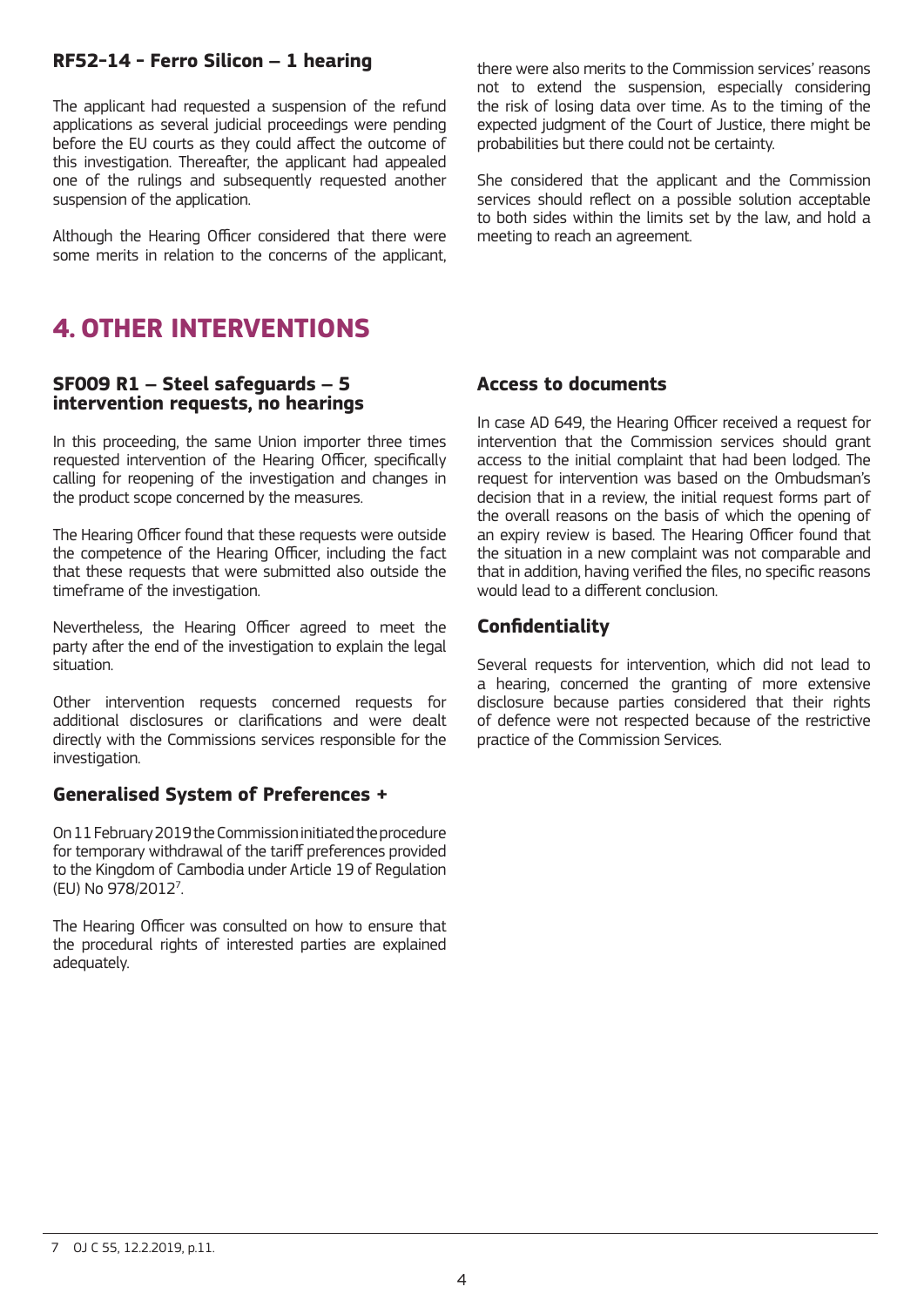### RF52-14 - Ferro Silicon – 1 hearing

The applicant had requested a suspension of the refund applications as several judicial proceedings were pending before the EU courts as they could affect the outcome of this investigation. Thereafter, the applicant had appealed one of the rulings and subsequently requested another suspension of the application.

Although the Hearing Officer considered that there were some merits in relation to the concerns of the applicant, there were also merits to the Commission services' reasons not to extend the suspension, especially considering the risk of losing data over time. As to the timing of the expected judgment of the Court of Justice, there might be probabilities but there could not be certainty.

She considered that the applicant and the Commission services should reflect on a possible solution acceptable to both sides within the limits set by the law, and hold a meeting to reach an agreement.

# 4. OTHER INTERVENTIONS

### SF009 R1 – Steel safeguards – 5 intervention requests, no hearings

In this proceeding, the same Union importer three times requested intervention of the Hearing Officer, specifically calling for reopening of the investigation and changes in the product scope concerned by the measures.

The Hearing Officer found that these requests were outside the competence of the Hearing Officer, including the fact that these requests that were submitted also outside the timeframe of the investigation.

Nevertheless, the Hearing Officer agreed to meet the party after the end of the investigation to explain the legal situation.

Other intervention requests concerned requests for additional disclosures or clarifications and were dealt directly with the Commissions services responsible for the investigation.

### Generalised System of Preferences +

On 11 February 2019 the Commission initiated the procedure for temporary withdrawal of the tariff preferences provided to the Kingdom of Cambodia under Article 19 of Regulation (EU) No 978/2012[7].

The Hearing Officer was consulted on how to ensure that the procedural rights of interested parties are explained adequately.

### Access to documents

In case AD 649, the Hearing Officer received a request for intervention that the Commission services should grant access to the initial complaint that had been lodged. The request for intervention was based on the Ombudsman's decision that in a review, the initial request forms part of the overall reasons on the basis of which the opening of an expiry review is based. The Hearing Officer found that the situation in a new complaint was not comparable and that in addition, having verified the files, no specific reasons would lead to a different conclusion.

### Confidentiality

Several requests for intervention, which did not lead to a hearing, concerned the granting of more extensive disclosure because parties considered that their rights of defence were not respected because of the restrictive practice of the Commission Services.

---

7 OJ C 55, 12.2.2019, p.11.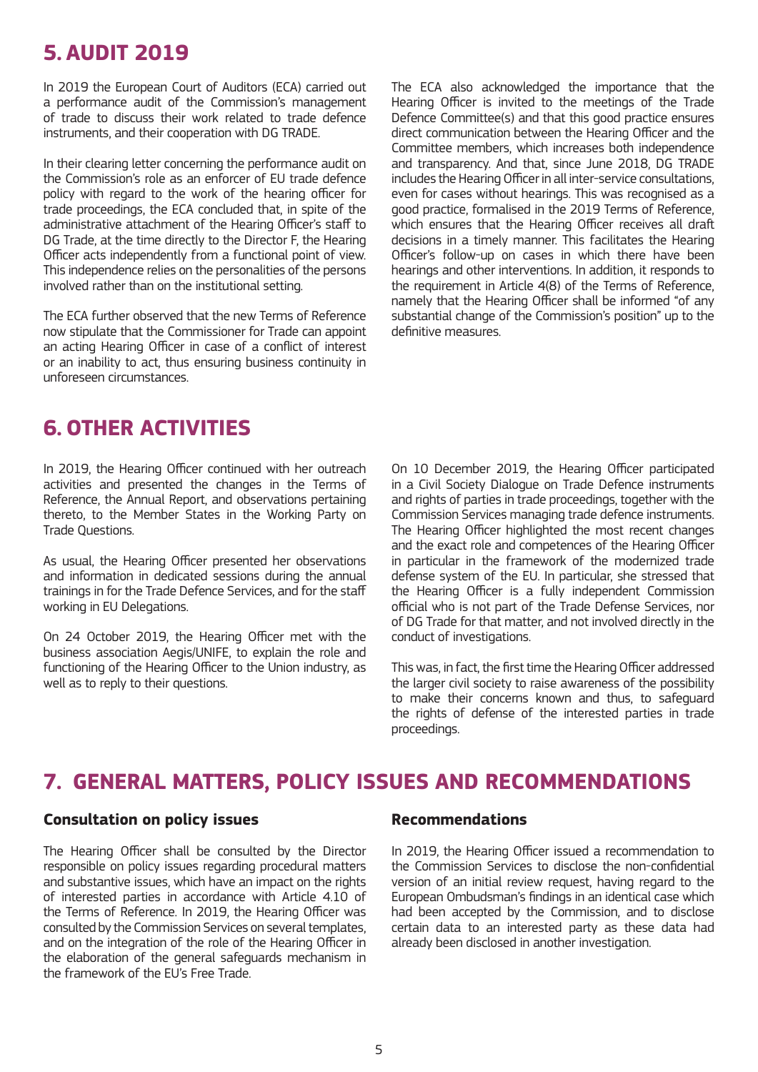## 5. AUDIT 2019

In 2019 the European Court of Auditors (ECA) carried out a performance audit of the Commission's management of trade to discuss their work related to trade defence instruments, and their cooperation with DG TRADE.

In their clearing letter concerning the performance audit on the Commission's role as an enforcer of EU trade defence policy with regard to the work of the hearing officer for trade proceedings, the ECA concluded that, in spite of the administrative attachment of the Hearing Officer's staff to DG Trade, at the time directly to the Director F, the Hearing Officer acts independently from a functional point of view. This independence relies on the personalities of the persons involved rather than on the institutional setting.

The ECA further observed that the new Terms of Reference now stipulate that the Commissioner for Trade can appoint an acting Hearing Officer in case of a conflict of interest or an inability to act, thus ensuring business continuity in unforeseen circumstances.

The ECA also acknowledged the importance that the Hearing Officer is invited to the meetings of the Trade Defence Committee(s) and that this good practice ensures direct communication between the Hearing Officer and the Committee members, which increases both independence and transparency. And that, since June 2018, DG TRADE includes the Hearing Officer in all inter-service consultations, even for cases without hearings. This was recognised as a good practice, formalised in the 2019 Terms of Reference, which ensures that the Hearing Officer receives all draft decisions in a timely manner. This facilitates the Hearing Officer's follow-up on cases in which there have been hearings and other interventions. In addition, it responds to the requirement in Article 4(8) of the Terms of Reference, namely that the Hearing Officer shall be informed "of any substantial change of the Commission's position" up to the definitive measures.

## 6. OTHER ACTIVITIES

In 2019, the Hearing Officer continued with her outreach activities and presented the changes in the Terms of Reference, the Annual Report, and observations pertaining thereto, to the Member States in the Working Party on Trade Questions.

As usual, the Hearing Officer presented her observations and information in dedicated sessions during the annual trainings in for the Trade Defence Services, and for the staff working in EU Delegations.

On 24 October 2019, the Hearing Officer met with the business association Aegis/UNIFE, to explain the role and functioning of the Hearing Officer to the Union industry, as well as to reply to their questions.

On 10 December 2019, the Hearing Officer participated in a Civil Society Dialogue on Trade Defence instruments and rights of parties in trade proceedings, together with the Commission Services managing trade defence instruments. The Hearing Officer highlighted the most recent changes and the exact role and competences of the Hearing Officer in particular in the framework of the modernized trade defense system of the EU. In particular, she stressed that the Hearing Officer is a fully independent Commission official who is not part of the Trade Defense Services, nor of DG Trade for that matter, and not involved directly in the conduct of investigations.

This was, in fact, the first time the Hearing Officer addressed the larger civil society to raise awareness of the possibility to make their concerns known and thus, to safeguard the rights of defense of the interested parties in trade proceedings.

## 7. GENERAL MATTERS, POLICY ISSUES AND RECOMMENDATIONS

### Consultation on policy issues

The Hearing Officer shall be consulted by the Director responsible on policy issues regarding procedural matters and substantive issues, which have an impact on the rights of interested parties in accordance with Article 4.10 of the Terms of Reference. In 2019, the Hearing Officer was consulted by the Commission Services on several templates, and on the integration of the role of the Hearing Officer in the elaboration of the general safeguards mechanism in the framework of the EU's Free Trade.

### Recommendations

In 2019, the Hearing Officer issued a recommendation to the Commission Services to disclose the non-confidential version of an initial review request, having regard to the European Ombudsman's findings in an identical case which had been accepted by the Commission, and to disclose certain data to an interested party as these data had already been disclosed in another investigation.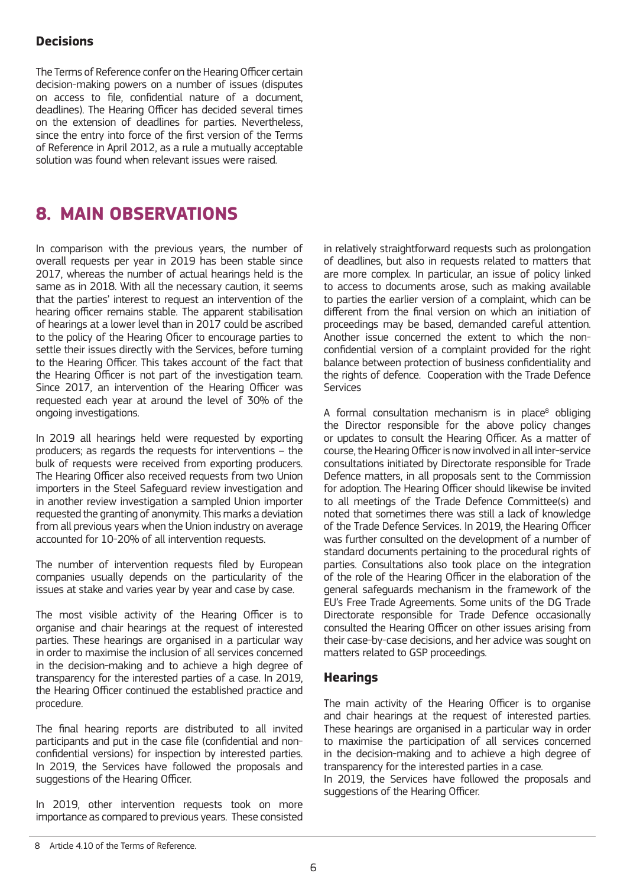### Decisions

The Terms of Reference confer on the Hearing Officer certain decision-making powers on a number of issues (disputes on access to file, confidential nature of a document, deadlines). The Hearing Officer has decided several times on the extension of deadlines for parties. Nevertheless, since the entry into force of the first version of the Terms of Reference in April 2012, as a rule a mutually acceptable solution was found when relevant issues were raised.

## 8. MAIN OBSERVATIONS

In comparison with the previous years, the number of overall requests per year in 2019 has been stable since 2017, whereas the number of actual hearings held is the same as in 2018. With all the necessary caution, it seems that the parties' interest to request an intervention of the hearing officer remains stable. The apparent stabilisation of hearings at a lower level than in 2017 could be ascribed to the policy of the Hearing Oficer to encourage parties to settle their issues directly with the Services, before turning to the Hearing Officer. This takes account of the fact that the Hearing Officer is not part of the investigation team. Since 2017, an intervention of the Hearing Officer was requested each year at around the level of 30% of the ongoing investigations.

In 2019 all hearings held were requested by exporting producers; as regards the requests for interventions – the bulk of requests were received from exporting producers. The Hearing Officer also received requests from two Union importers in the Steel Safeguard review investigation and in another review investigation a sampled Union importer requested the granting of anonymity. This marks a deviation from all previous years when the Union industry on average accounted for 10-20% of all intervention requests.

The number of intervention requests filed by European companies usually depends on the particularity of the issues at stake and varies year by year and case by case.

The most visible activity of the Hearing Officer is to organise and chair hearings at the request of interested parties. These hearings are organised in a particular way in order to maximise the inclusion of all services concerned in the decision-making and to achieve a high degree of transparency for the interested parties of a case. In 2019, the Hearing Officer continued the established practice and procedure.

The final hearing reports are distributed to all invited participants and put in the case file (confidential and non-confidential versions) for inspection by interested parties. In 2019, the Services have followed the proposals and suggestions of the Hearing Officer.

In 2019, other intervention requests took on more importance as compared to previous years. These consisted in relatively straightforward requests such as prolongation of deadlines, but also in requests related to matters that are more complex. In particular, an issue of policy linked to access to documents arose, such as making available to parties the earlier version of a complaint, which can be different from the final version on which an initiation of proceedings may be based, demanded careful attention. Another issue concerned the extent to which the non-confidential version of a complaint provided for the right balance between protection of business confidentiality and the rights of defence. Cooperation with the Trade Defence Services

A formal consultation mechanism is in place[8] obliging the Director responsible for the above policy changes or updates to consult the Hearing Officer. As a matter of course, the Hearing Officer is now involved in all inter-service consultations initiated by Directorate responsible for Trade Defence matters, in all proposals sent to the Commission for adoption. The Hearing Officer should likewise be invited to all meetings of the Trade Defence Committee(s) and noted that sometimes there was still a lack of knowledge of the Trade Defence Services. In 2019, the Hearing Officer was further consulted on the development of a number of standard documents pertaining to the procedural rights of parties. Consultations also took place on the integration of the role of the Hearing Officer in the elaboration of the general safeguards mechanism in the framework of the EU's Free Trade Agreements. Some units of the DG Trade Directorate responsible for Trade Defence occasionally consulted the Hearing Officer on other issues arising from their case-by-case decisions, and her advice was sought on matters related to GSP proceedings.

### Hearings

The main activity of the Hearing Officer is to organise and chair hearings at the request of interested parties. These hearings are organised in a particular way in order to maximise the participation of all services concerned in the decision-making and to achieve a high degree of transparency for the interested parties in a case.

In 2019, the Services have followed the proposals and suggestions of the Hearing Officer.

8 Article 4.10 of the Terms of Reference.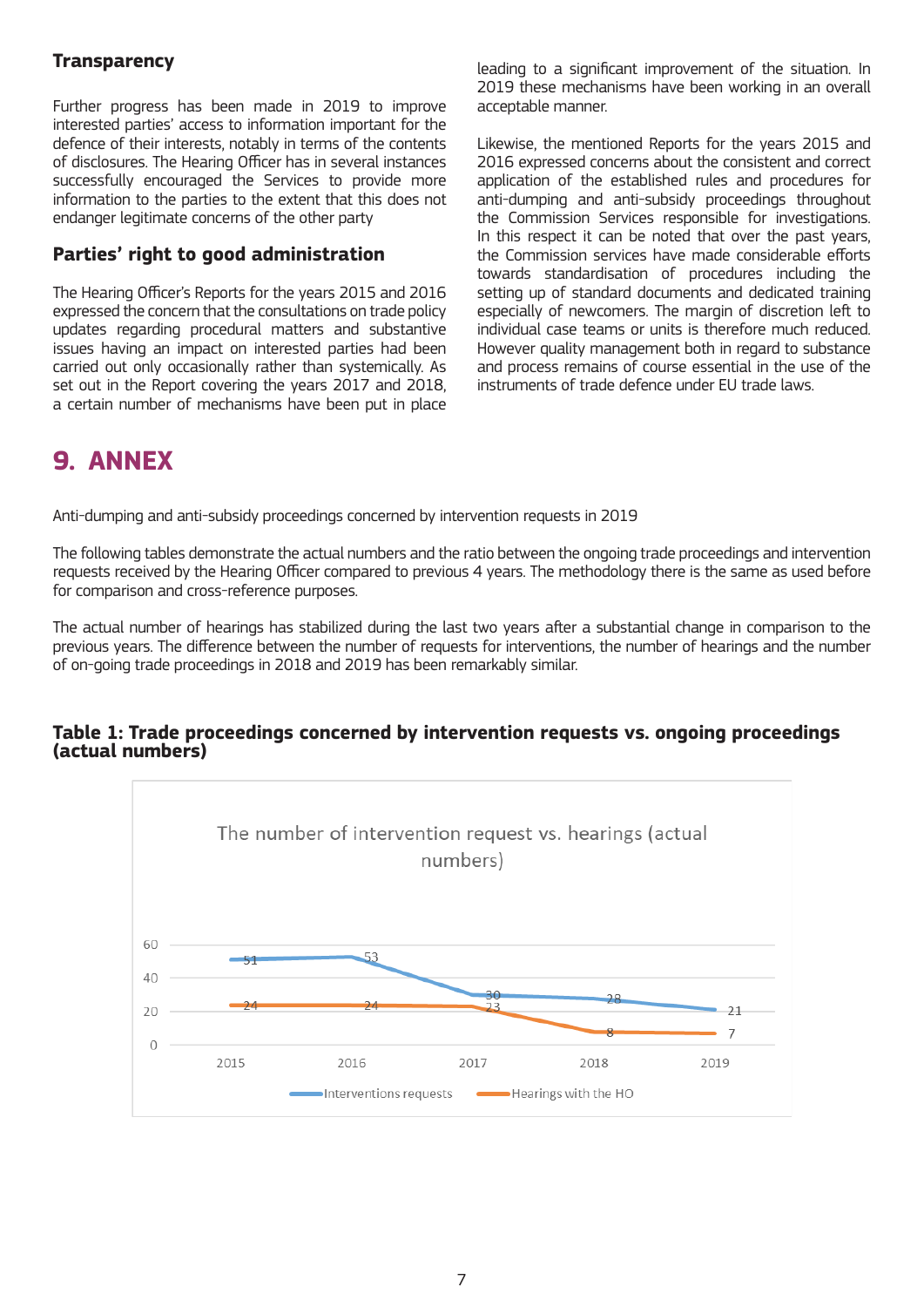### Transparency

Further progress has been made in 2019 to improve interested parties' access to information important for the defence of their interests, notably in terms of the contents of disclosures. The Hearing Officer has in several instances successfully encouraged the Services to provide more information to the parties to the extent that this does not endanger legitimate concerns of the other party

### Parties' right to good administration

The Hearing Officer's Reports for the years 2015 and 2016 expressed the concern that the consultations on trade policy updates regarding procedural matters and substantive issues having an impact on interested parties had been carried out only occasionally rather than systemically. As set out in the Report covering the years 2017 and 2018, a certain number of mechanisms have been put in place leading to a significant improvement of the situation. In 2019 these mechanisms have been working in an overall acceptable manner.

Likewise, the mentioned Reports for the years 2015 and 2016 expressed concerns about the consistent and correct application of the established rules and procedures for anti-dumping and anti-subsidy proceedings throughout the Commission Services responsible for investigations. In this respect it can be noted that over the past years, the Commission services have made considerable efforts towards standardisation of procedures including the setting up of standard documents and dedicated training especially of newcomers. The margin of discretion left to individual case teams or units is therefore much reduced. However quality management both in regard to substance and process remains of course essential in the use of the instruments of trade defence under EU trade laws.

## 9. ANNEX

Anti-dumping and anti-subsidy proceedings concerned by intervention requests in 2019

The following tables demonstrate the actual numbers and the ratio between the ongoing trade proceedings and intervention requests received by the Hearing Officer compared to previous 4 years. The methodology there is the same as used before for comparison and cross-reference purposes.

The actual number of hearings has stabilized during the last two years after a substantial change in comparison to the previous years. The difference between the number of requests for interventions, the number of hearings and the number of on-going trade proceedings in 2018 and 2019 has been remarkably similar.

#### Table 1: Trade proceedings concerned by intervention requests vs. ongoing proceedings (actual numbers)

The number of intervention request vs. hearings (actual numbers)

| | 2015 | 2016 | 2017 | 2018 | 2019 |
|---|---|---|---|---|---|
| Interventions requests | 51 | 53 | 30 | 28 | 21 |
| Hearings with the HO | 24 | 24 | 23 | 8 | 7 |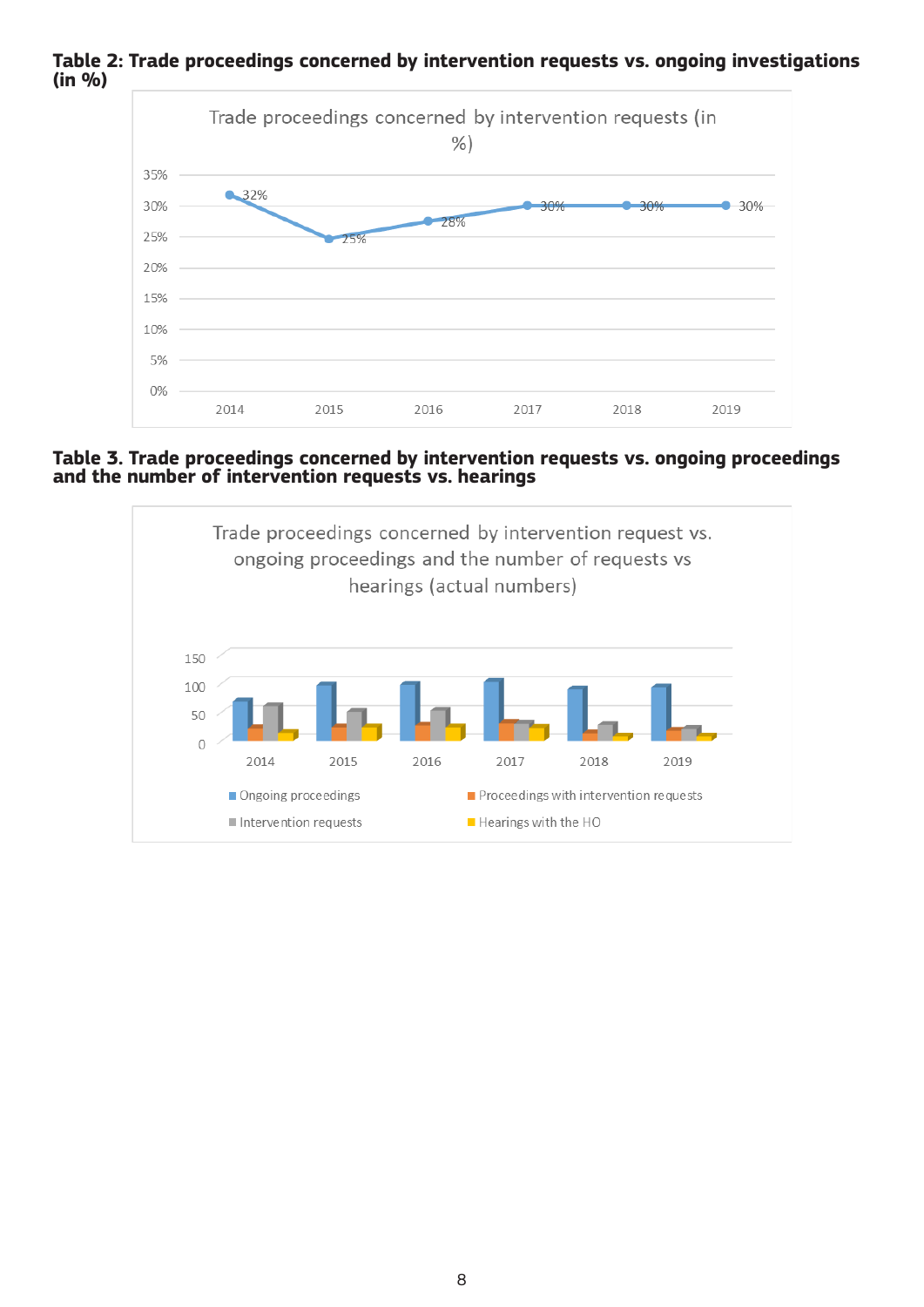**Table 2: Trade proceedings concerned by intervention requests vs. ongoing investigations (in %)**

Trade proceedings concerned by intervention requests (in %)

| Year | % |
|---|---|
| 2014 | 32% |
| 2015 | 25% |
| 2016 | 28% |
| 2017 | 30% |
| 2018 | 30% |
| 2019 | 30% |

**Table 3. Trade proceedings concerned by intervention requests vs. ongoing proceedings and the number of intervention requests vs. hearings**

Trade proceedings concerned by intervention request vs. ongoing proceedings and the number of requests vs hearings (actual numbers)

Legend: Ongoing proceedings; Proceedings with intervention requests; Intervention requests; Hearings with the HO

Years: 2014, 2015, 2016, 2017, 2018, 2019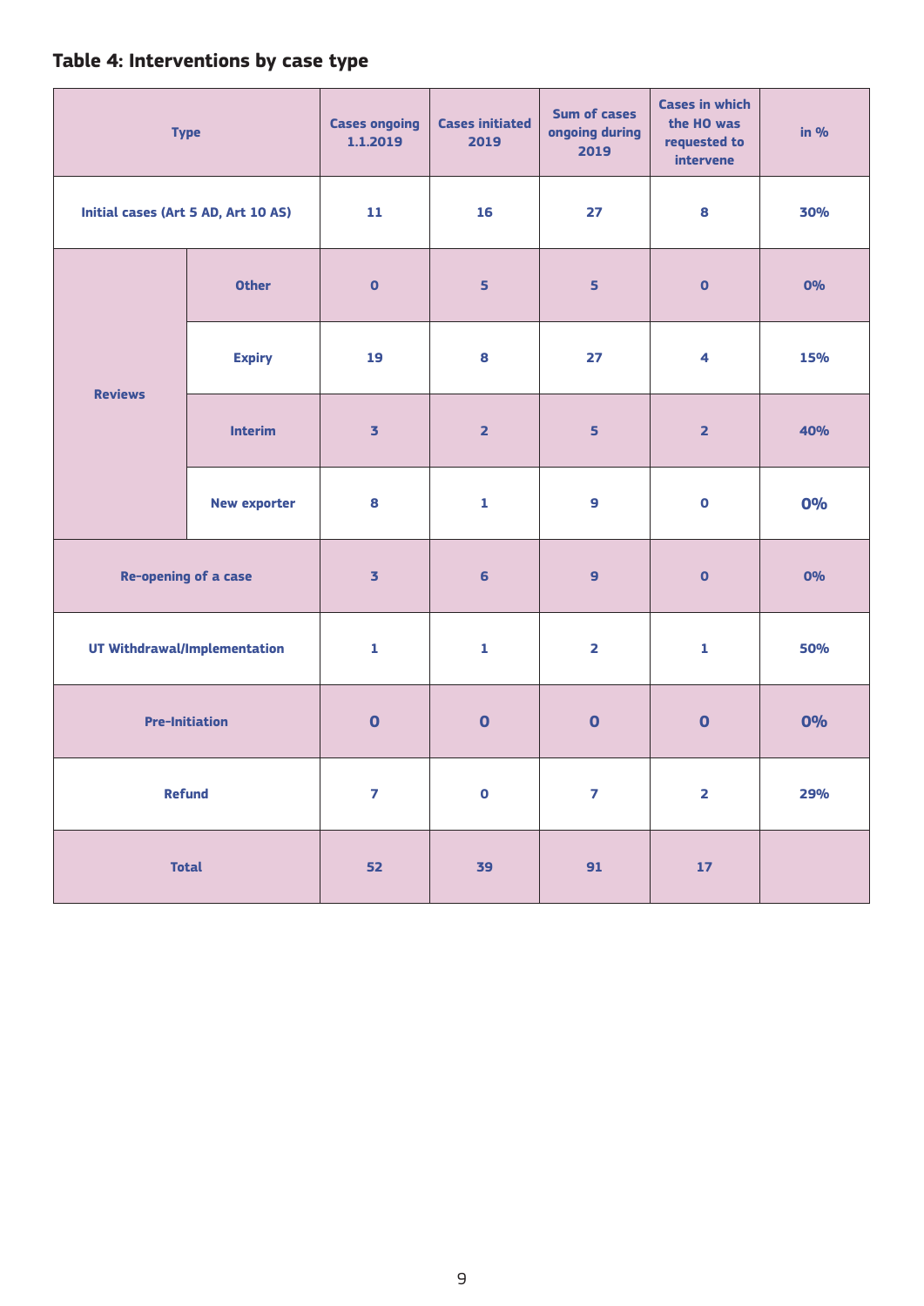### Table 4: Interventions by case type

| Type | | Cases ongoing 1.1.2019 | Cases initiated 2019 | Sum of cases ongoing during 2019 | Cases in which the HO was requested to intervene | in % |
|---|---|---|---|---|---|---|
| Initial cases (Art 5 AD, Art 10 AS) | | 11 | 16 | 27 | 8 | 30% |
| Reviews | Other | 0 | 5 | 5 | 0 | 0% |
| | Expiry | 19 | 8 | 27 | 4 | 15% |
| | Interim | 3 | 2 | 5 | 2 | 40% |
| | New exporter | 8 | 1 | 9 | 0 | 0% |
| Re-opening of a case | | 3 | 6 | 9 | 0 | 0% |
| UT Withdrawal/Implementation | | 1 | 1 | 2 | 1 | 50% |
| Pre-Initiation | | 0 | 0 | 0 | 0 | 0% |
| Refund | | 7 | 0 | 7 | 2 | 29% |
| Total | | 52 | 39 | 91 | 17 | |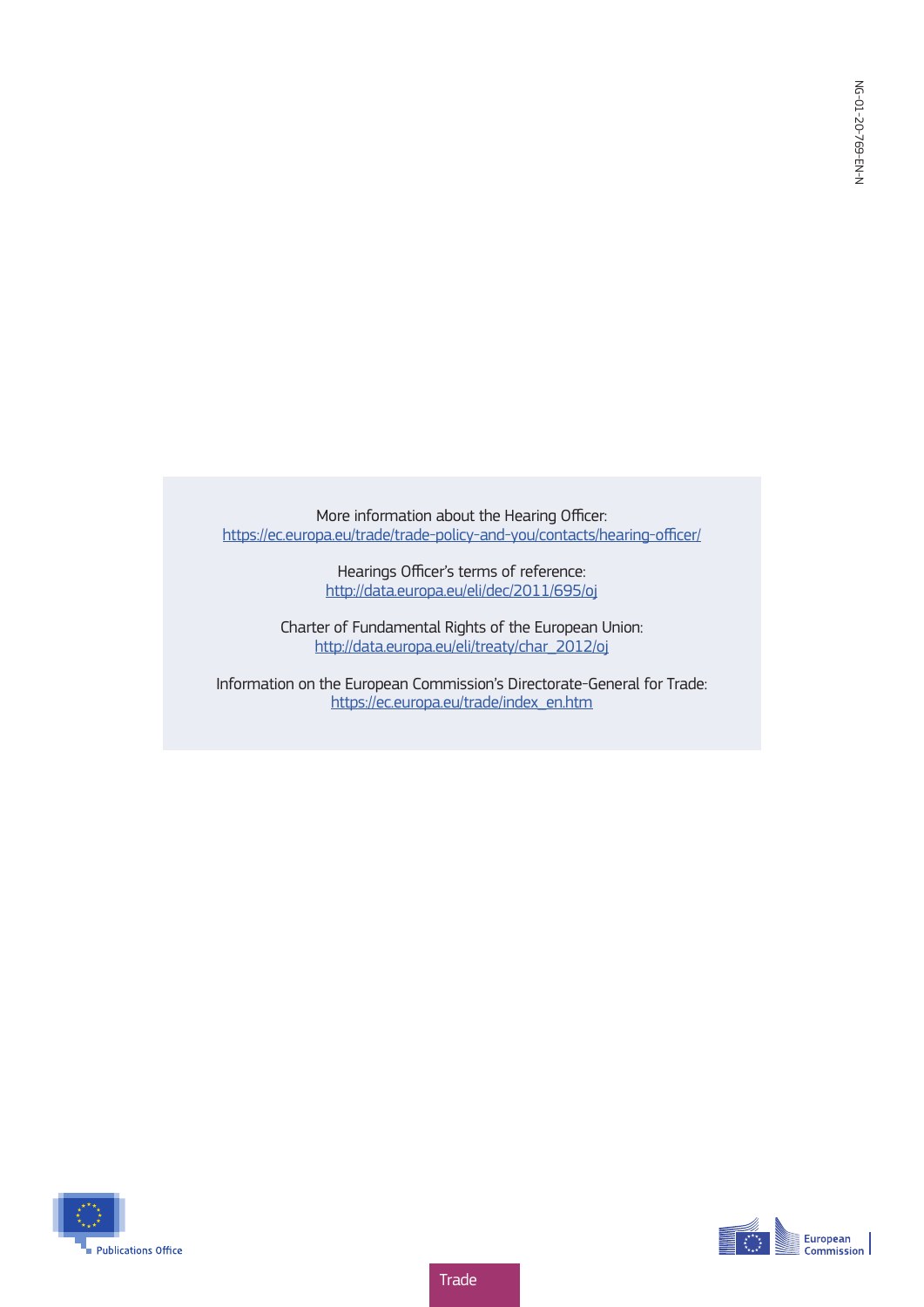NG-01-20-769-EN-N

More information about the Hearing Officer:
https://ec.europa.eu/trade/trade-policy-and-you/contacts/hearing-officer/

Hearings Officer's terms of reference:
http://data.europa.eu/eli/dec/2011/695/oj

Charter of Fundamental Rights of the European Union:
http://data.europa.eu/eli/treaty/char_2012/oj

Information on the European Commission's Directorate-General for Trade:
https://ec.europa.eu/trade/index_en.htm

Publications Office

European Commission

Trade